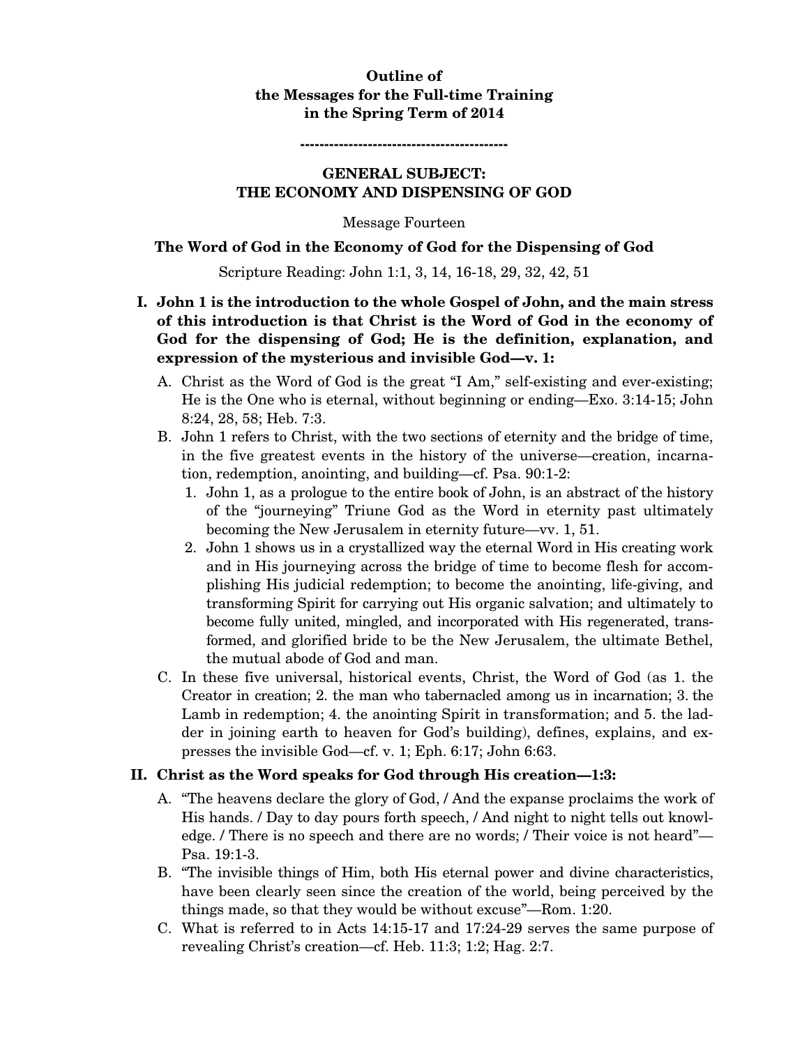**Outline of**
**the Messages for the Full-time Training**
**in the Spring Term of 2014**

**-----------------------------------------**

## GENERAL SUBJECT:
## THE ECONOMY AND DISPENSING OF GOD

Message Fourteen

### The Word of God in the Economy of God for the Dispensing of God

Scripture Reading: John 1:1, 3, 14, 16-18, 29, 32, 42, 51

**I. John 1 is the introduction to the whole Gospel of John, and the main stress of this introduction is that Christ is the Word of God in the economy of God for the dispensing of God; He is the definition, explanation, and expression of the mysterious and invisible God—v. 1:**

A. Christ as the Word of God is the great "I Am," self-existing and ever-existing; He is the One who is eternal, without beginning or ending—Exo. 3:14-15; John 8:24, 28, 58; Heb. 7:3.

B. John 1 refers to Christ, with the two sections of eternity and the bridge of time, in the five greatest events in the history of the universe—creation, incarnation, redemption, anointing, and building—cf. Psa. 90:1-2:

1. John 1, as a prologue to the entire book of John, is an abstract of the history of the "journeying" Triune God as the Word in eternity past ultimately becoming the New Jerusalem in eternity future—vv. 1, 51.
2. John 1 shows us in a crystallized way the eternal Word in His creating work and in His journeying across the bridge of time to become flesh for accomplishing His judicial redemption; to become the anointing, life-giving, and transforming Spirit for carrying out His organic salvation; and ultimately to become fully united, mingled, and incorporated with His regenerated, transformed, and glorified bride to be the New Jerusalem, the ultimate Bethel, the mutual abode of God and man.

C. In these five universal, historical events, Christ, the Word of God (as 1. the Creator in creation; 2. the man who tabernacled among us in incarnation; 3. the Lamb in redemption; 4. the anointing Spirit in transformation; and 5. the ladder in joining earth to heaven for God's building), defines, explains, and expresses the invisible God—cf. v. 1; Eph. 6:17; John 6:63.

**II. Christ as the Word speaks for God through His creation—1:3:**

A. "The heavens declare the glory of God, / And the expanse proclaims the work of His hands. / Day to day pours forth speech, / And night to night tells out knowledge. / There is no speech and there are no words; / Their voice is not heard"—Psa. 19:1-3.

B. "The invisible things of Him, both His eternal power and divine characteristics, have been clearly seen since the creation of the world, being perceived by the things made, so that they would be without excuse"—Rom. 1:20.

C. What is referred to in Acts 14:15-17 and 17:24-29 serves the same purpose of revealing Christ's creation—cf. Heb. 11:3; 1:2; Hag. 2:7.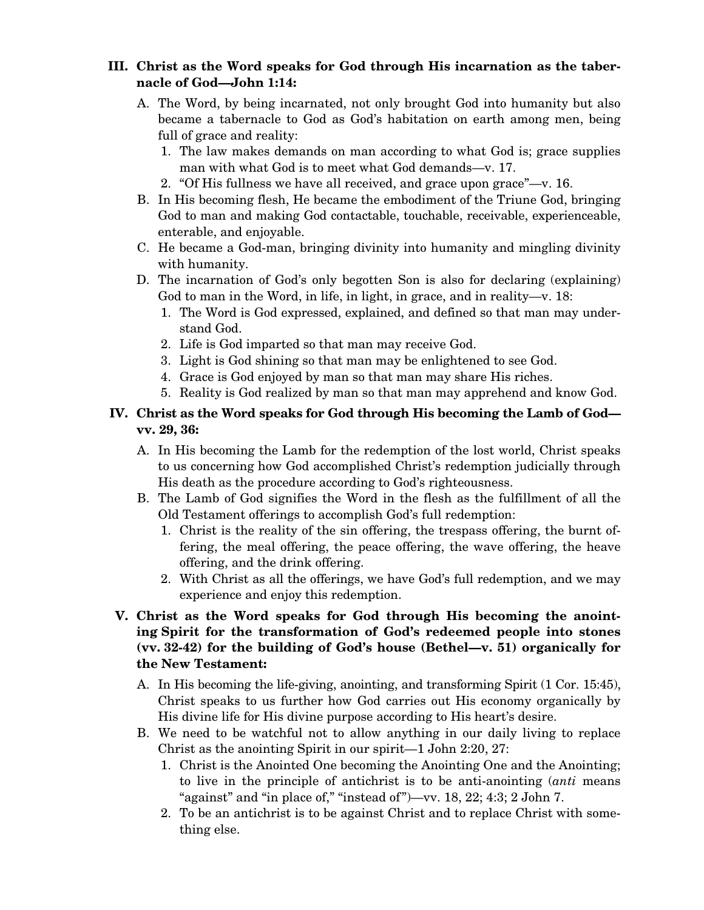**III. Christ as the Word speaks for God through His incarnation as the tabernacle of God—John 1:14:**

A. The Word, by being incarnated, not only brought God into humanity but also became a tabernacle to God as God's habitation on earth among men, being full of grace and reality:

1. The law makes demands on man according to what God is; grace supplies man with what God is to meet what God demands—v. 17.
2. "Of His fullness we have all received, and grace upon grace"—v. 16.

B. In His becoming flesh, He became the embodiment of the Triune God, bringing God to man and making God contactable, touchable, receivable, experienceable, enterable, and enjoyable.

C. He became a God-man, bringing divinity into humanity and mingling divinity with humanity.

D. The incarnation of God's only begotten Son is also for declaring (explaining) God to man in the Word, in life, in light, in grace, and in reality—v. 18:

1. The Word is God expressed, explained, and defined so that man may understand God.
2. Life is God imparted so that man may receive God.
3. Light is God shining so that man may be enlightened to see God.
4. Grace is God enjoyed by man so that man may share His riches.
5. Reality is God realized by man so that man may apprehend and know God.

**IV. Christ as the Word speaks for God through His becoming the Lamb of God—vv. 29, 36:**

A. In His becoming the Lamb for the redemption of the lost world, Christ speaks to us concerning how God accomplished Christ's redemption judicially through His death as the procedure according to God's righteousness.

B. The Lamb of God signifies the Word in the flesh as the fulfillment of all the Old Testament offerings to accomplish God's full redemption:

1. Christ is the reality of the sin offering, the trespass offering, the burnt offering, the meal offering, the peace offering, the wave offering, the heave offering, and the drink offering.
2. With Christ as all the offerings, we have God's full redemption, and we may experience and enjoy this redemption.

**V. Christ as the Word speaks for God through His becoming the anointing Spirit for the transformation of God's redeemed people into stones (vv. 32-42) for the building of God's house (Bethel—v. 51) organically for the New Testament:**

A. In His becoming the life-giving, anointing, and transforming Spirit (1 Cor. 15:45), Christ speaks to us further how God carries out His economy organically by His divine life for His divine purpose according to His heart's desire.

B. We need to be watchful not to allow anything in our daily living to replace Christ as the anointing Spirit in our spirit—1 John 2:20, 27:

1. Christ is the Anointed One becoming the Anointing One and the Anointing; to live in the principle of antichrist is to be anti-anointing (*anti* means "against" and "in place of," "instead of")—vv. 18, 22; 4:3; 2 John 7.
2. To be an antichrist is to be against Christ and to replace Christ with something else.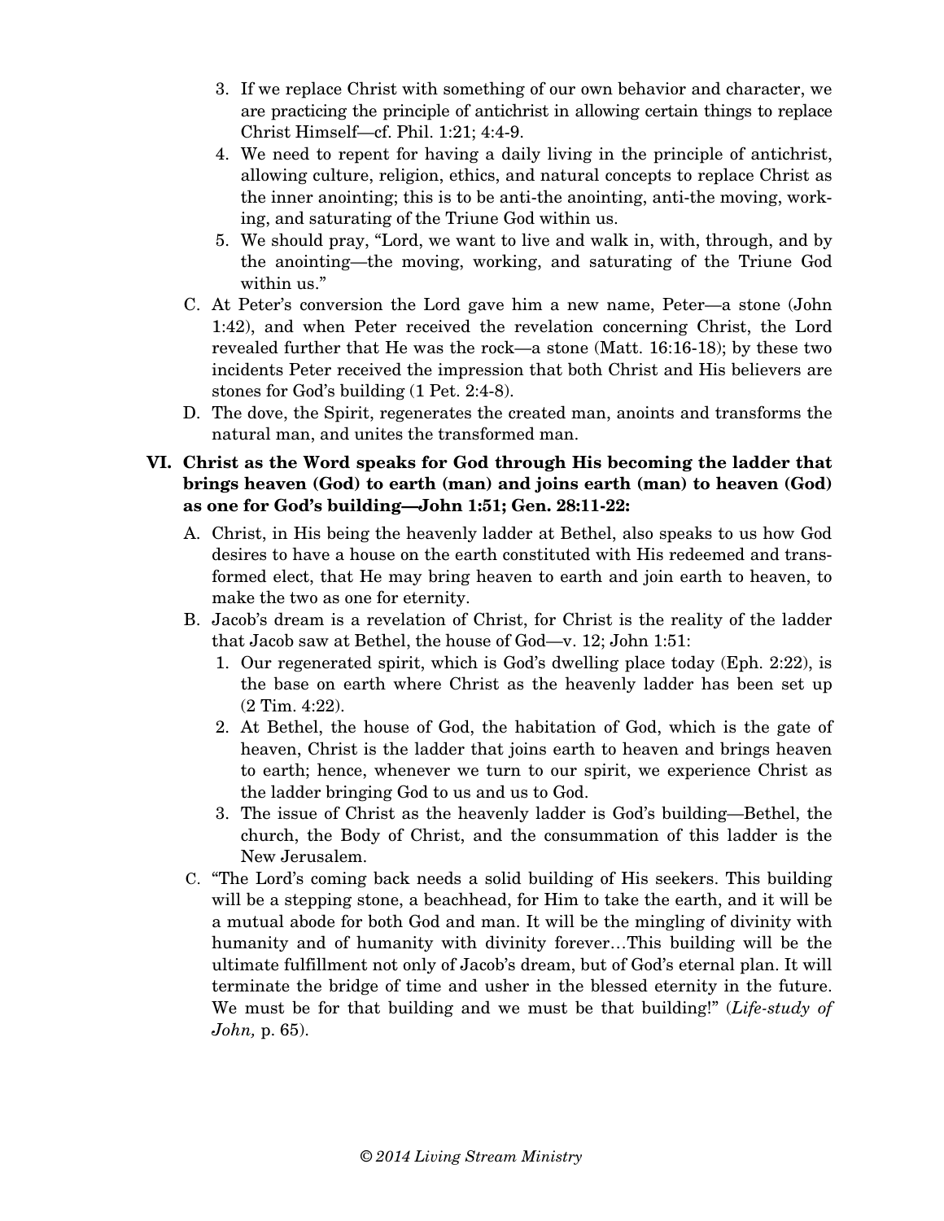3. If we replace Christ with something of our own behavior and character, we are practicing the principle of antichrist in allowing certain things to replace Christ Himself—cf. Phil. 1:21; 4:4-9.
4. We need to repent for having a daily living in the principle of antichrist, allowing culture, religion, ethics, and natural concepts to replace Christ as the inner anointing; this is to be anti-the anointing, anti-the moving, working, and saturating of the Triune God within us.
5. We should pray, "Lord, we want to live and walk in, with, through, and by the anointing—the moving, working, and saturating of the Triune God within us."

C. At Peter's conversion the Lord gave him a new name, Peter—a stone (John 1:42), and when Peter received the revelation concerning Christ, the Lord revealed further that He was the rock—a stone (Matt. 16:16-18); by these two incidents Peter received the impression that both Christ and His believers are stones for God's building (1 Pet. 2:4-8).

D. The dove, the Spirit, regenerates the created man, anoints and transforms the natural man, and unites the transformed man.

**VI. Christ as the Word speaks for God through His becoming the ladder that brings heaven (God) to earth (man) and joins earth (man) to heaven (God) as one for God's building—John 1:51; Gen. 28:11-22:**

A. Christ, in His being the heavenly ladder at Bethel, also speaks to us how God desires to have a house on the earth constituted with His redeemed and transformed elect, that He may bring heaven to earth and join earth to heaven, to make the two as one for eternity.

B. Jacob's dream is a revelation of Christ, for Christ is the reality of the ladder that Jacob saw at Bethel, the house of God—v. 12; John 1:51:
1. Our regenerated spirit, which is God's dwelling place today (Eph. 2:22), is the base on earth where Christ as the heavenly ladder has been set up (2 Tim. 4:22).
2. At Bethel, the house of God, the habitation of God, which is the gate of heaven, Christ is the ladder that joins earth to heaven and brings heaven to earth; hence, whenever we turn to our spirit, we experience Christ as the ladder bringing God to us and us to God.
3. The issue of Christ as the heavenly ladder is God's building—Bethel, the church, the Body of Christ, and the consummation of this ladder is the New Jerusalem.

C. "The Lord's coming back needs a solid building of His seekers. This building will be a stepping stone, a beachhead, for Him to take the earth, and it will be a mutual abode for both God and man. It will be the mingling of divinity with humanity and of humanity with divinity forever…This building will be the ultimate fulfillment not only of Jacob's dream, but of God's eternal plan. It will terminate the bridge of time and usher in the blessed eternity in the future. We must be for that building and we must be that building!" (*Life-study of John,* p. 65).

*© 2014 Living Stream Ministry*